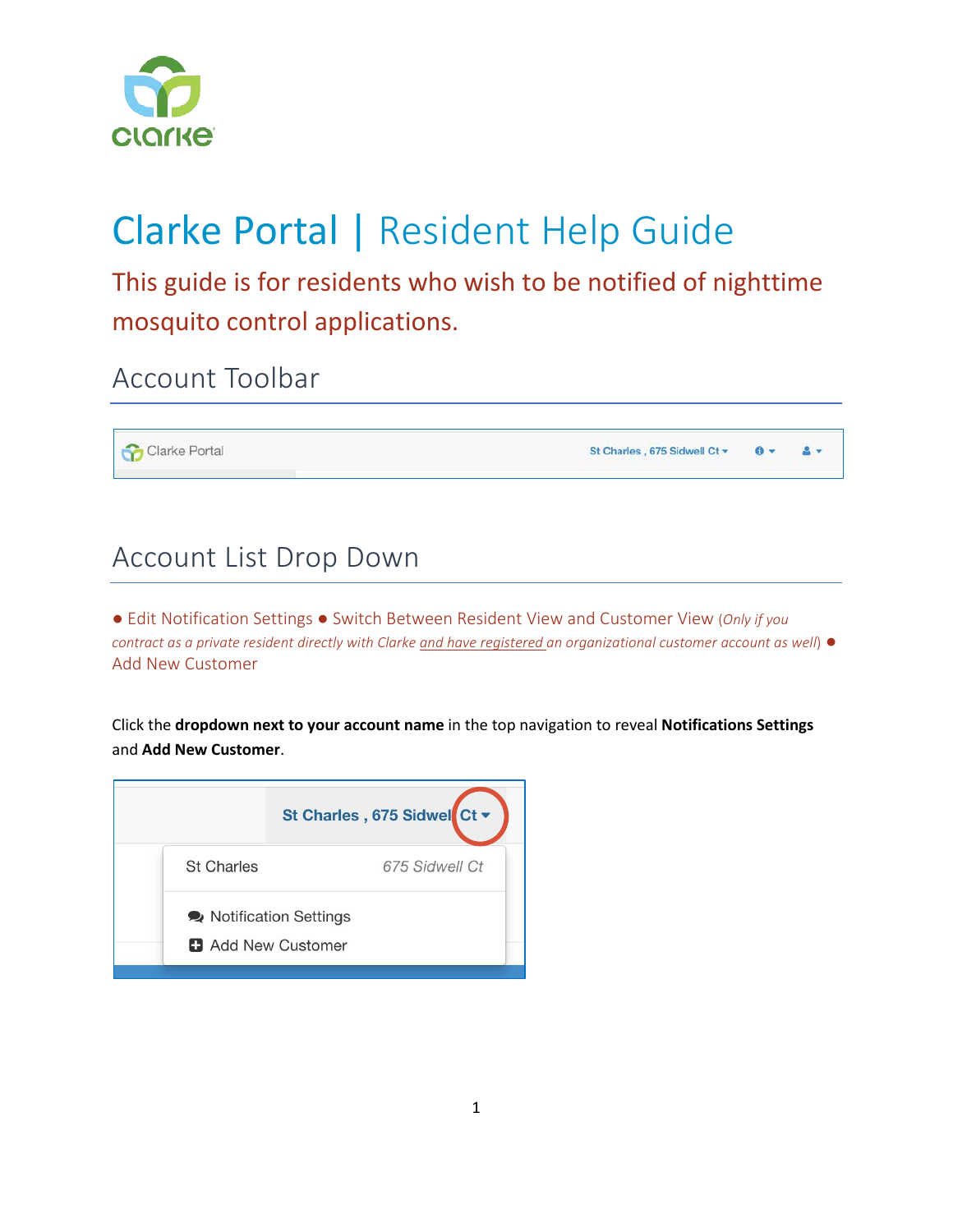# Clarke Portal | Resident Help Guide

This guide is for residents who wish to be notified of nighttime mosquito control applications.

## Account Toolbar

## Account List Drop Down

● Edit Notification Settings ● Switch Between Resident View and Customer View (*Only if you contract as a private resident directly with Clarke and have registered an organizational customer account as well*) ● Add New Customer

Click the **dropdown next to your account name** in the top navigation to reveal **Notifications Settings** and **Add New Customer**.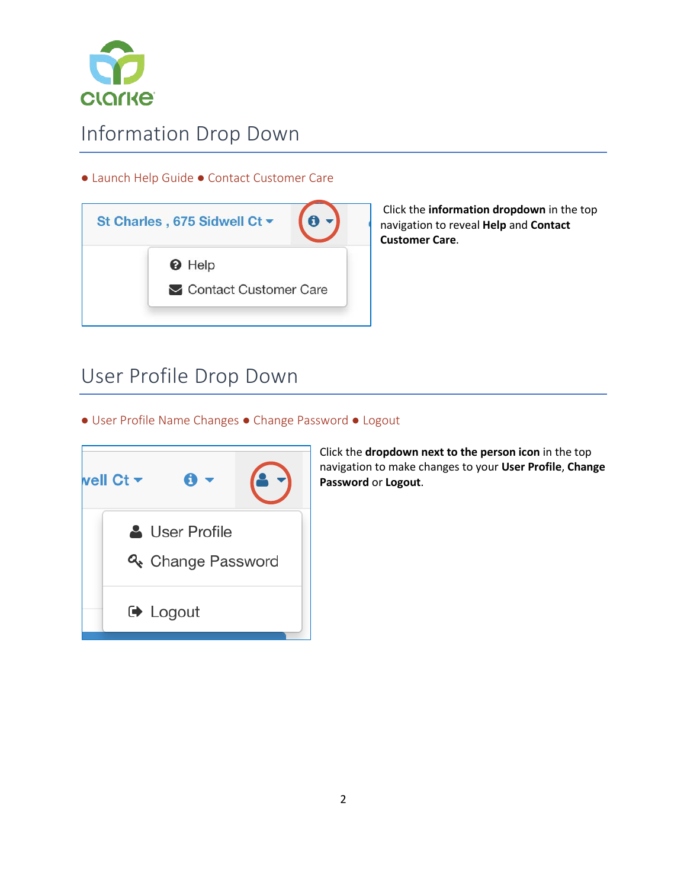# Information Drop Down

● Launch Help Guide ● Contact Customer Care

Click the **information dropdown** in the top navigation to reveal **Help** and **Contact Customer Care**.

# User Profile Drop Down

● User Profile Name Changes ● Change Password ● Logout

Click the **dropdown next to the person icon** in the top navigation to make changes to your **User Profile**, **Change Password** or **Logout**.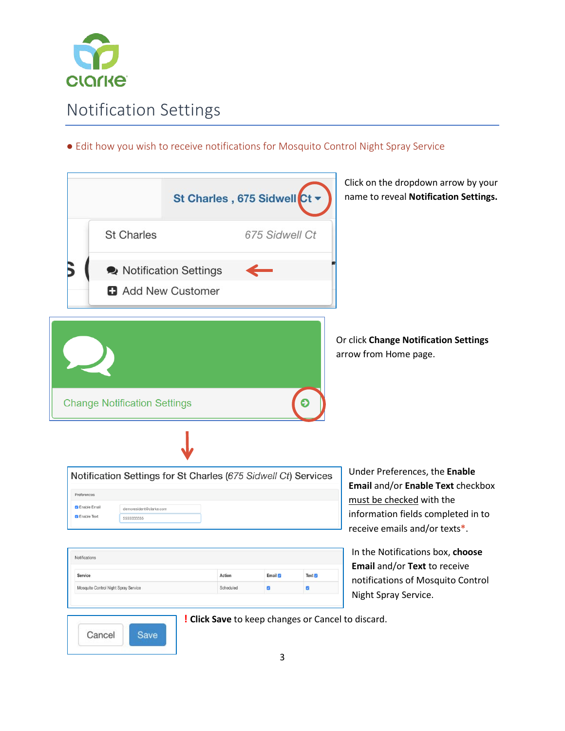# Notification Settings

- Edit how you wish to receive notifications for Mosquito Control Night Spray Service

St Charles , 675 Sidwell Ct

St Charles 675 Sidwell Ct

Notification Settings

Add New Customer

Click on the dropdown arrow by your name to reveal **Notification Settings.**

Change Notification Settings

Or click **Change Notification Settings** arrow from Home page.

Notification Settings for St Charles (*675 Sidwell Ct*) Services

Preferences

Enable Email demoresident@clarke.com

Enable Text 5555555555

Under Preferences, the **Enable Email** and/or **Enable Text** checkbox must be checked with the information fields completed in to receive emails and/or texts*.

Notifications

| Service | Action | Email | Text |
|---|---|---|---|
| Mosquito Control Night Spray Service | Scheduled | ☑ | ☑ |

In the Notifications box, **choose Email** and/or **Text** to receive notifications of Mosquito Control Night Spray Service.

Cancel Save

**! Click Save** to keep changes or Cancel to discard.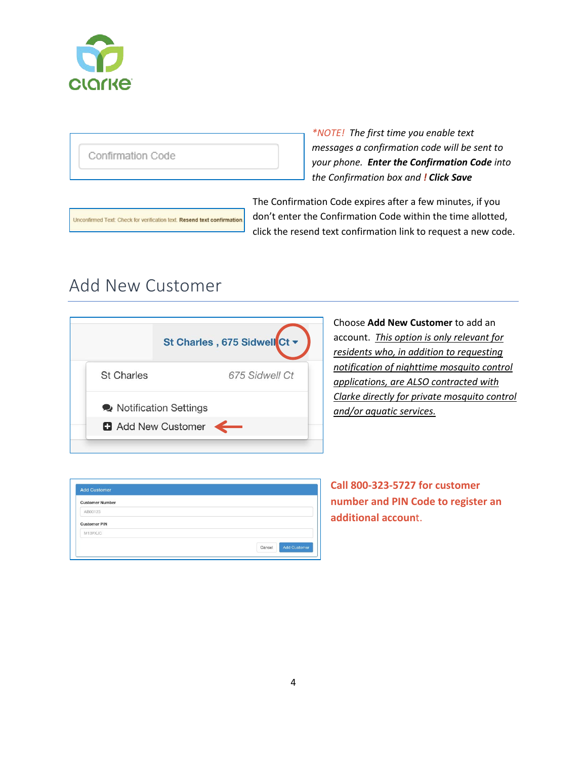*\*NOTE! The first time you enable text messages a confirmation code will be sent to your phone.* ***Enter the Confirmation Code*** *into the Confirmation box and* ***! Click Save***

The Confirmation Code expires after a few minutes, if you don't enter the Confirmation Code within the time allotted, click the resend text confirmation link to request a new code.

## Add New Customer

Choose **Add New Customer** to add an account. *This option is only relevant for residents who, in addition to requesting notification of nighttime mosquito control applications, are ALSO contracted with Clarke directly for private mosquito control and/or aquatic services.*

**Call 800-323-5727 for customer number and PIN Code to register an additional account.**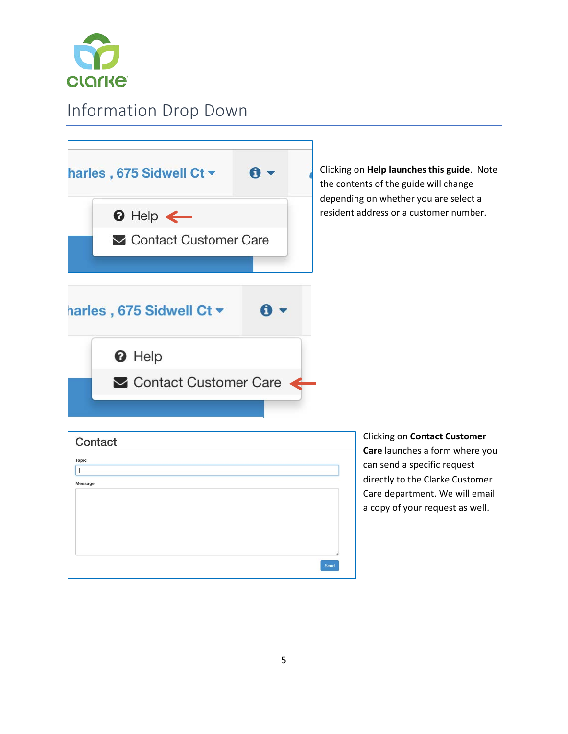## Information Drop Down

Clicking on **Help launches this guide**. Note the contents of the guide will change depending on whether you are select a resident address or a customer number.

Clicking on **Contact Customer Care** launches a form where you can send a specific request directly to the Clarke Customer Care department. We will email a copy of your request as well.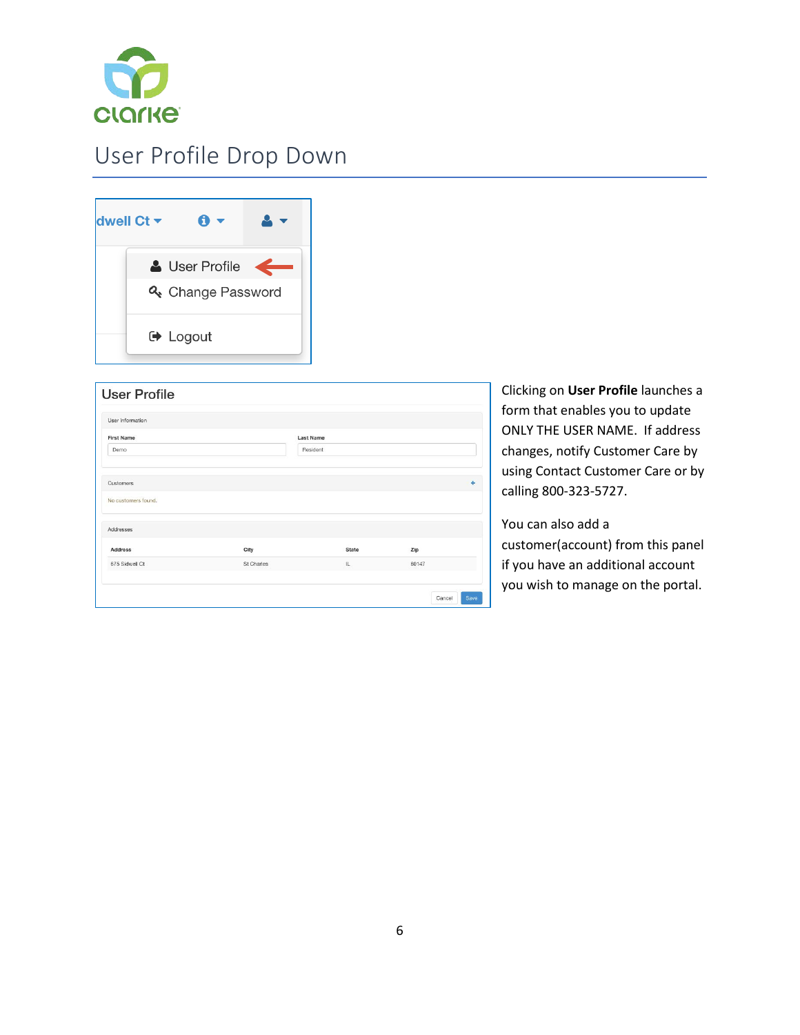# User Profile Drop Down

Clicking on **User Profile** launches a form that enables you to update ONLY THE USER NAME. If address changes, notify Customer Care by using Contact Customer Care or by calling 800-323-5727.

You can also add a customer(account) from this panel if you have an additional account you wish to manage on the portal.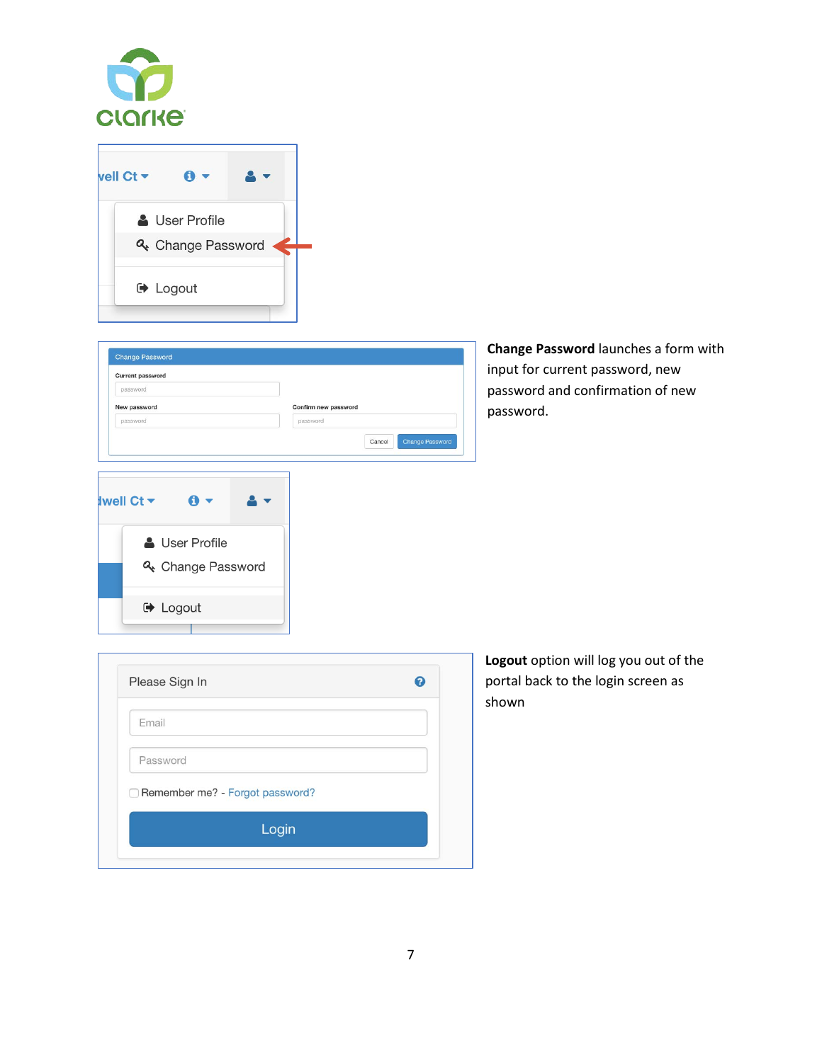**Change Password** launches a form with input for current password, new password and confirmation of new password.

**Logout** option will log you out of the portal back to the login screen as shown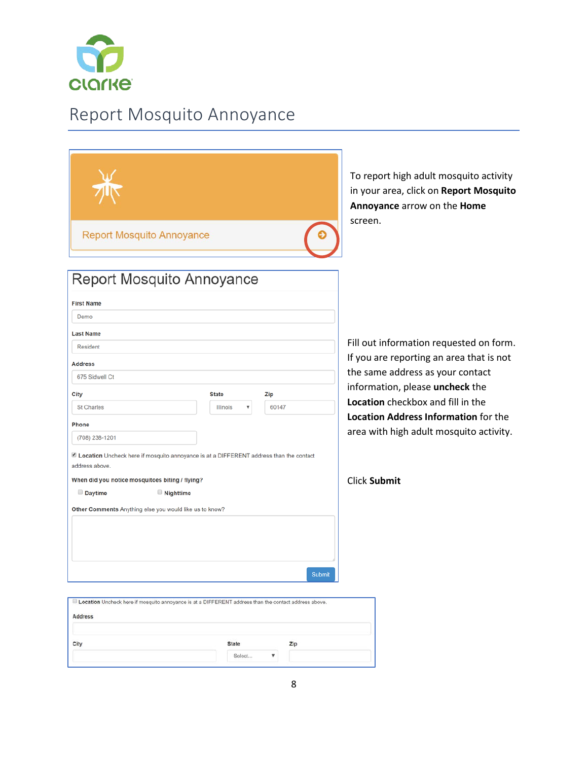# Report Mosquito Annoyance

Report Mosquito Annoyance

To report high adult mosquito activity in your area, click on **Report Mosquito Annoyance** arrow on the **Home** screen.

## Report Mosquito Annoyance

**First Name**

Demo

**Last Name**

Resident

**Address**

675 Sidwell Ct

**City** St Charles | **State** Illinois | **Zip** 60147

**Phone**

(708) 238-1201

☑ **Location** Uncheck here if mosquito annoyance is at a DIFFERENT address than the contact address above.

**When did you notice mosquitoes biting / flying?**

☐ **Daytime** ☐ **Nighttime**

**Other Comments** Anything else you would like us to know?

Submit

Fill out information requested on form. If you are reporting an area that is not the same address as your contact information, please **uncheck** the **Location** checkbox and fill in the **Location Address Information** for the area with high adult mosquito activity.

Click **Submit**

☐ **Location** Uncheck here if mosquito annoyance is at a DIFFERENT address than the contact address above.

**Address**

**City** | **State** Select... | **Zip**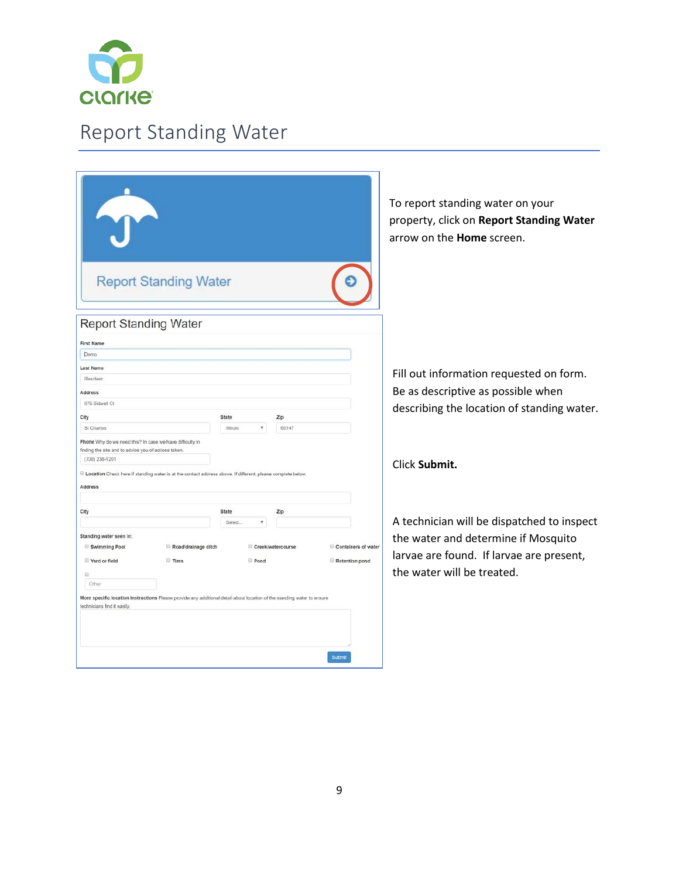# Report Standing Water

Report Standing Water

To report standing water on your property, click on **Report Standing Water** arrow on the **Home** screen.

Report Standing Water

First Name

Demo

Last Name

Resident

Address

875 Sidwell Ct

City

St Charles

State

Illinois

Zip

60147

Phone Why do we need this? In case we have difficulty in finding the site and to advise you of actions taken.

(708) 238-1201

Location Check here if standing water is at the contact address above. If different, please complete below.

Address

City

State

Select...

Zip

Standing water seen in:

- Swimming Pool
- Road/drainage ditch
- Creek/watercourse
- Containers of water
- Yard or field
- Tires
- Pond
- Retention pond
- Other

More specific location instructions Please provide any additional detail about location of the standing water to ensure technicians find it easily.

Submit

Fill out information requested on form. Be as descriptive as possible when describing the location of standing water.

Click **Submit.**

A technician will be dispatched to inspect the water and determine if Mosquito larvae are found. If larvae are present, the water will be treated.